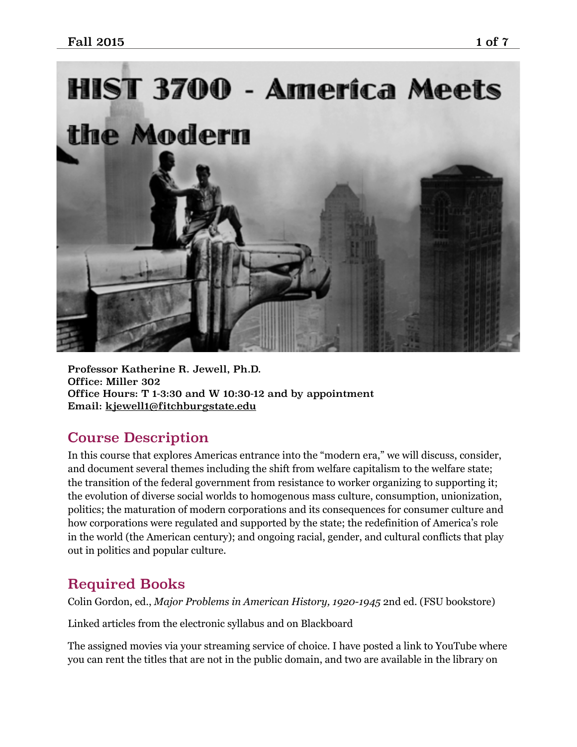# HIST 3700 - America Meets the Modern

**Professor Katherine R. Jewell, Ph.D.**
**Office: Miller 302**
**Office Hours: T 1-3:30 and W 10:30-12 and by appointment**
**Email: kjewell1@fitchburgstate.edu**

## Course Description

In this course that explores Americas entrance into the "modern era," we will discuss, consider, and document several themes including the shift from welfare capitalism to the welfare state; the transition of the federal government from resistance to worker organizing to supporting it; the evolution of diverse social worlds to homogenous mass culture, consumption, unionization, politics; the maturation of modern corporations and its consequences for consumer culture and how corporations were regulated and supported by the state; the redefinition of America's role in the world (the American century); and ongoing racial, gender, and cultural conflicts that play out in politics and popular culture.

## Required Books

Colin Gordon, ed., *Major Problems in American History, 1920-1945* 2nd ed. (FSU bookstore)

Linked articles from the electronic syllabus and on Blackboard

The assigned movies via your streaming service of choice. I have posted a link to YouTube where you can rent the titles that are not in the public domain, and two are available in the library on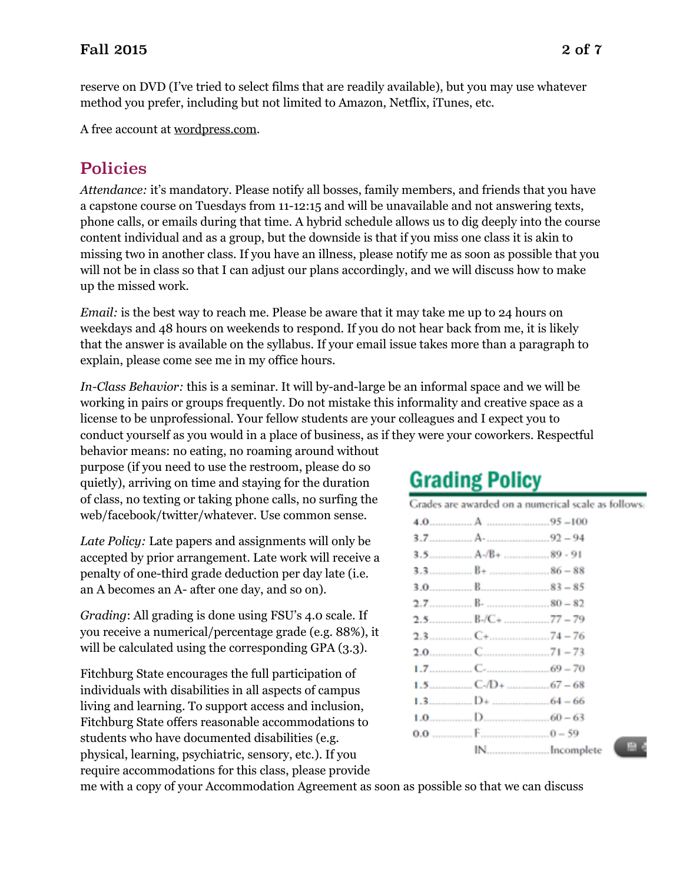reserve on DVD (I've tried to select films that are readily available), but you may use whatever method you prefer, including but not limited to Amazon, Netflix, iTunes, etc.

A free account at wordpress.com.

## Policies

*Attendance:* it's mandatory. Please notify all bosses, family members, and friends that you have a capstone course on Tuesdays from 11-12:15 and will be unavailable and not answering texts, phone calls, or emails during that time. A hybrid schedule allows us to dig deeply into the course content individual and as a group, but the downside is that if you miss one class it is akin to missing two in another class. If you have an illness, please notify me as soon as possible that you will not be in class so that I can adjust our plans accordingly, and we will discuss how to make up the missed work.

*Email:* is the best way to reach me. Please be aware that it may take me up to 24 hours on weekdays and 48 hours on weekends to respond. If you do not hear back from me, it is likely that the answer is available on the syllabus. If your email issue takes more than a paragraph to explain, please come see me in my office hours.

*In-Class Behavior:* this is a seminar. It will by-and-large be an informal space and we will be working in pairs or groups frequently. Do not mistake this informality and creative space as a license to be unprofessional. Your fellow students are your colleagues and I expect you to conduct yourself as you would in a place of business, as if they were your coworkers. Respectful behavior means: no eating, no roaming around without purpose (if you need to use the restroom, please do so quietly), arriving on time and staying for the duration of class, no texting or taking phone calls, no surfing the web/facebook/twitter/whatever. Use common sense.

*Late Policy:* Late papers and assignments will only be accepted by prior arrangement. Late work will receive a penalty of one-third grade deduction per day late (i.e. an A becomes an A- after one day, and so on).

*Grading*: All grading is done using FSU's 4.0 scale. If you receive a numerical/percentage grade (e.g. 88%), it will be calculated using the corresponding GPA (3.3).

### Grading Policy

Grades are awarded on a numerical scale as follows:

| GPA | Grade | Range |
|---|---|---|
| 4.0 | A | 95 – 100 |
| 3.7 | A- | 92 – 94 |
| 3.5 | A-/B+ | 89 - 91 |
| 3.3 | B+ | 86 – 88 |
| 3.0 | B | 83 – 85 |
| 2.7 | B- | 80 – 82 |
| 2.5 | B-/C+ | 77 – 79 |
| 2.3 | C+ | 74 – 76 |
| 2.0 | C | 71 – 73 |
| 1.7 | C- | 69 – 70 |
| 1.5 | C-/D+ | 67 – 68 |
| 1.3 | D+ | 64 – 66 |
| 1.0 | D | 60 – 63 |
| 0.0 | F | 0 – 59 |
| | IN | Incomplete |

Fitchburg State encourages the full participation of individuals with disabilities in all aspects of campus living and learning. To support access and inclusion, Fitchburg State offers reasonable accommodations to students who have documented disabilities (e.g. physical, learning, psychiatric, sensory, etc.). If you require accommodations for this class, please provide me with a copy of your Accommodation Agreement as soon as possible so that we can discuss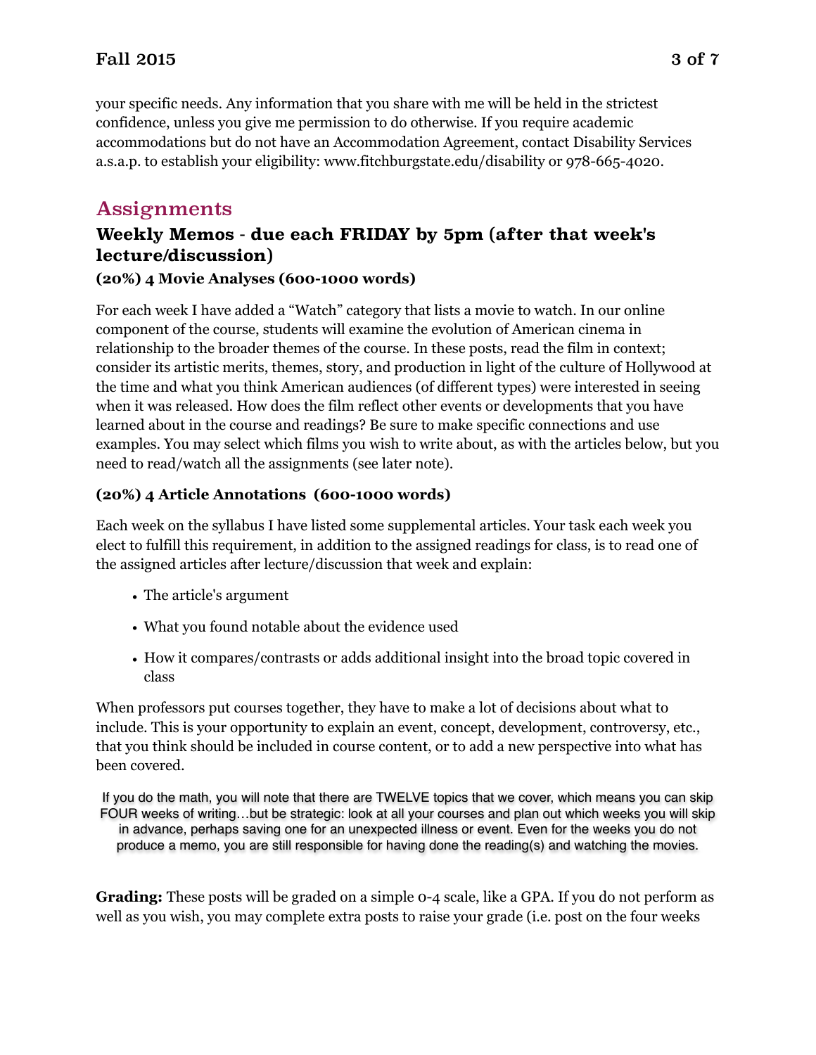your specific needs. Any information that you share with me will be held in the strictest confidence, unless you give me permission to do otherwise. If you require academic accommodations but do not have an Accommodation Agreement, contact Disability Services a.s.a.p. to establish your eligibility: www.fitchburgstate.edu/disability or 978-665-4020.

## Assignments

### Weekly Memos - due each FRIDAY by 5pm (after that week's lecture/discussion)

#### (20%) 4 Movie Analyses (600-1000 words)

For each week I have added a "Watch" category that lists a movie to watch. In our online component of the course, students will examine the evolution of American cinema in relationship to the broader themes of the course. In these posts, read the film in context; consider its artistic merits, themes, story, and production in light of the culture of Hollywood at the time and what you think American audiences (of different types) were interested in seeing when it was released. How does the film reflect other events or developments that you have learned about in the course and readings? Be sure to make specific connections and use examples. You may select which films you wish to write about, as with the articles below, but you need to read/watch all the assignments (see later note).

#### (20%) 4 Article Annotations (600-1000 words)

Each week on the syllabus I have listed some supplemental articles. Your task each week you elect to fulfill this requirement, in addition to the assigned readings for class, is to read one of the assigned articles after lecture/discussion that week and explain:

- The article's argument
- What you found notable about the evidence used
- How it compares/contrasts or adds additional insight into the broad topic covered in class

When professors put courses together, they have to make a lot of decisions about what to include. This is your opportunity to explain an event, concept, development, controversy, etc., that you think should be included in course content, or to add a new perspective into what has been covered.

If you do the math, you will note that there are TWELVE topics that we cover, which means you can skip FOUR weeks of writing…but be strategic: look at all your courses and plan out which weeks you will skip in advance, perhaps saving one for an unexpected illness or event. Even for the weeks you do not produce a memo, you are still responsible for having done the reading(s) and watching the movies.

**Grading:** These posts will be graded on a simple 0-4 scale, like a GPA. If you do not perform as well as you wish, you may complete extra posts to raise your grade (i.e. post on the four weeks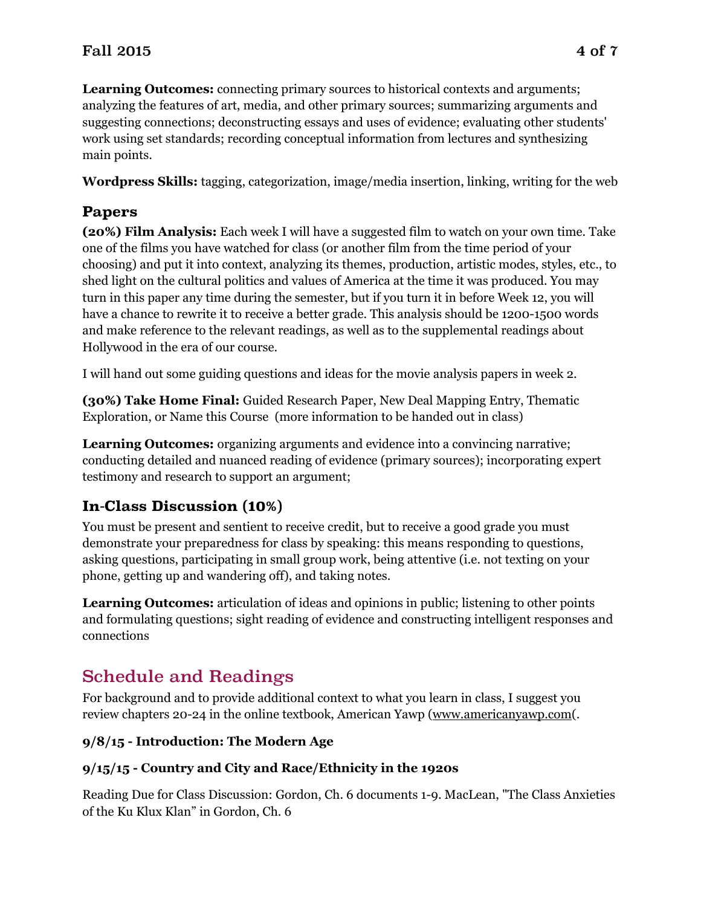**Learning Outcomes:** connecting primary sources to historical contexts and arguments; analyzing the features of art, media, and other primary sources; summarizing arguments and suggesting connections; deconstructing essays and uses of evidence; evaluating other students' work using set standards; recording conceptual information from lectures and synthesizing main points.

**Wordpress Skills:** tagging, categorization, image/media insertion, linking, writing for the web

## Papers

**(20%) Film Analysis:** Each week I will have a suggested film to watch on your own time. Take one of the films you have watched for class (or another film from the time period of your choosing) and put it into context, analyzing its themes, production, artistic modes, styles, etc., to shed light on the cultural politics and values of America at the time it was produced. You may turn in this paper any time during the semester, but if you turn it in before Week 12, you will have a chance to rewrite it to receive a better grade. This analysis should be 1200-1500 words and make reference to the relevant readings, as well as to the supplemental readings about Hollywood in the era of our course.

I will hand out some guiding questions and ideas for the movie analysis papers in week 2.

**(30%) Take Home Final:** Guided Research Paper, New Deal Mapping Entry, Thematic Exploration, or Name this Course (more information to be handed out in class)

**Learning Outcomes:** organizing arguments and evidence into a convincing narrative; conducting detailed and nuanced reading of evidence (primary sources); incorporating expert testimony and research to support an argument;

## In-Class Discussion (10%)

You must be present and sentient to receive credit, but to receive a good grade you must demonstrate your preparedness for class by speaking: this means responding to questions, asking questions, participating in small group work, being attentive (i.e. not texting on your phone, getting up and wandering off), and taking notes.

**Learning Outcomes:** articulation of ideas and opinions in public; listening to other points and formulating questions; sight reading of evidence and constructing intelligent responses and connections

# Schedule and Readings

For background and to provide additional context to what you learn in class, I suggest you review chapters 20-24 in the online textbook, American Yawp (www.americanyawp.com(.

### 9/8/15 - Introduction: The Modern Age

### 9/15/15 - Country and City and Race/Ethnicity in the 1920s

Reading Due for Class Discussion: Gordon, Ch. 6 documents 1-9. MacLean, "The Class Anxieties of the Ku Klux Klan" in Gordon, Ch. 6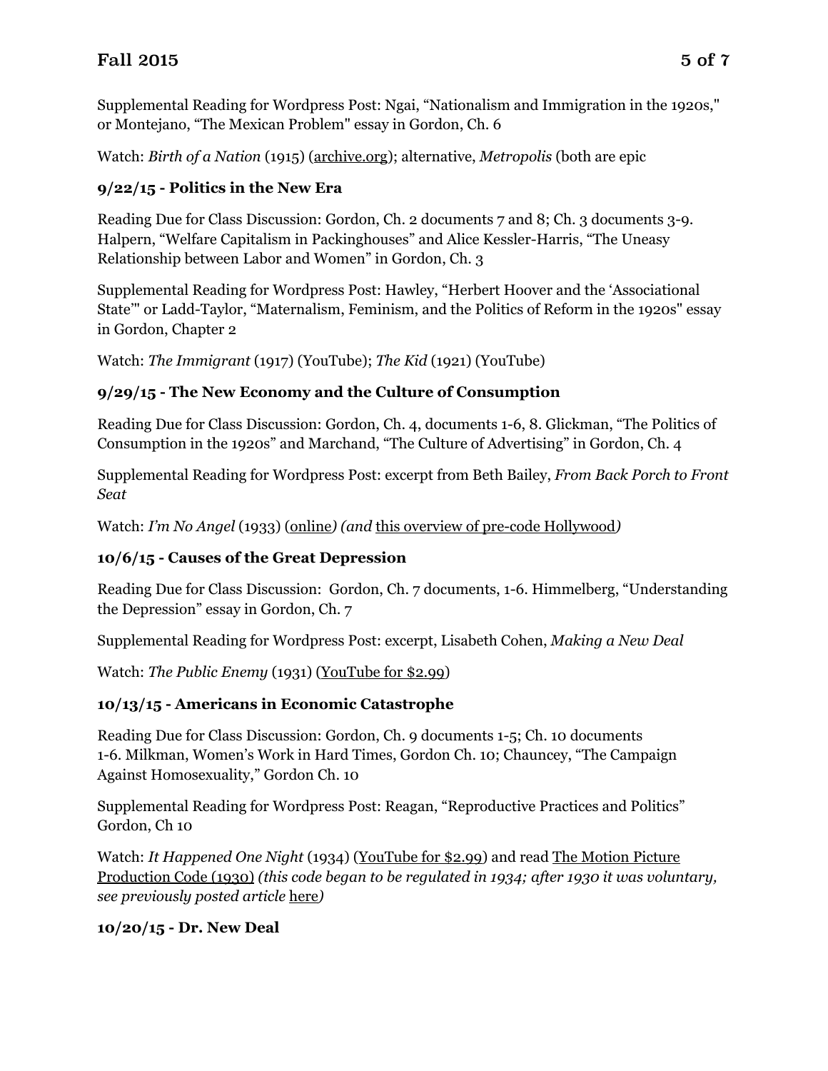Supplemental Reading for Wordpress Post: Ngai, "Nationalism and Immigration in the 1920s," or Montejano, "The Mexican Problem" essay in Gordon, Ch. 6

Watch: *Birth of a Nation* (1915) (archive.org); alternative, *Metropolis* (both are epic

### 9/22/15 - Politics in the New Era

Reading Due for Class Discussion: Gordon, Ch. 2 documents 7 and 8; Ch. 3 documents 3-9. Halpern, "Welfare Capitalism in Packinghouses" and Alice Kessler-Harris, "The Uneasy Relationship between Labor and Women" in Gordon, Ch. 3

Supplemental Reading for Wordpress Post: Hawley, "Herbert Hoover and the 'Associational State'" or Ladd-Taylor, "Maternalism, Feminism, and the Politics of Reform in the 1920s" essay in Gordon, Chapter 2

Watch: *The Immigrant* (1917) (YouTube); *The Kid* (1921) (YouTube)

### 9/29/15 - The New Economy and the Culture of Consumption

Reading Due for Class Discussion: Gordon, Ch. 4, documents 1-6, 8. Glickman, "The Politics of Consumption in the 1920s" and Marchand, "The Culture of Advertising" in Gordon, Ch. 4

Supplemental Reading for Wordpress Post: excerpt from Beth Bailey, *From Back Porch to Front Seat*

Watch: *I'm No Angel* (1933) (online*) (and* this overview of pre-code Hollywood*)*

### 10/6/15 - Causes of the Great Depression

Reading Due for Class Discussion: Gordon, Ch. 7 documents, 1-6. Himmelberg, "Understanding the Depression" essay in Gordon, Ch. 7

Supplemental Reading for Wordpress Post: excerpt, Lisabeth Cohen, *Making a New Deal*

Watch: *The Public Enemy* (1931) (YouTube for $2.99)

### 10/13/15 - Americans in Economic Catastrophe

Reading Due for Class Discussion: Gordon, Ch. 9 documents 1-5; Ch. 10 documents 1-6. Milkman, Women's Work in Hard Times, Gordon Ch. 10; Chauncey, "The Campaign Against Homosexuality," Gordon Ch. 10

Supplemental Reading for Wordpress Post: Reagan, "Reproductive Practices and Politics" Gordon, Ch 10

Watch: *It Happened One Night* (1934) (YouTube for $2.99) and read The Motion Picture Production Code (1930) *(this code began to be regulated in 1934; after 1930 it was voluntary, see previously posted article* here*)*

### 10/20/15 - Dr. New Deal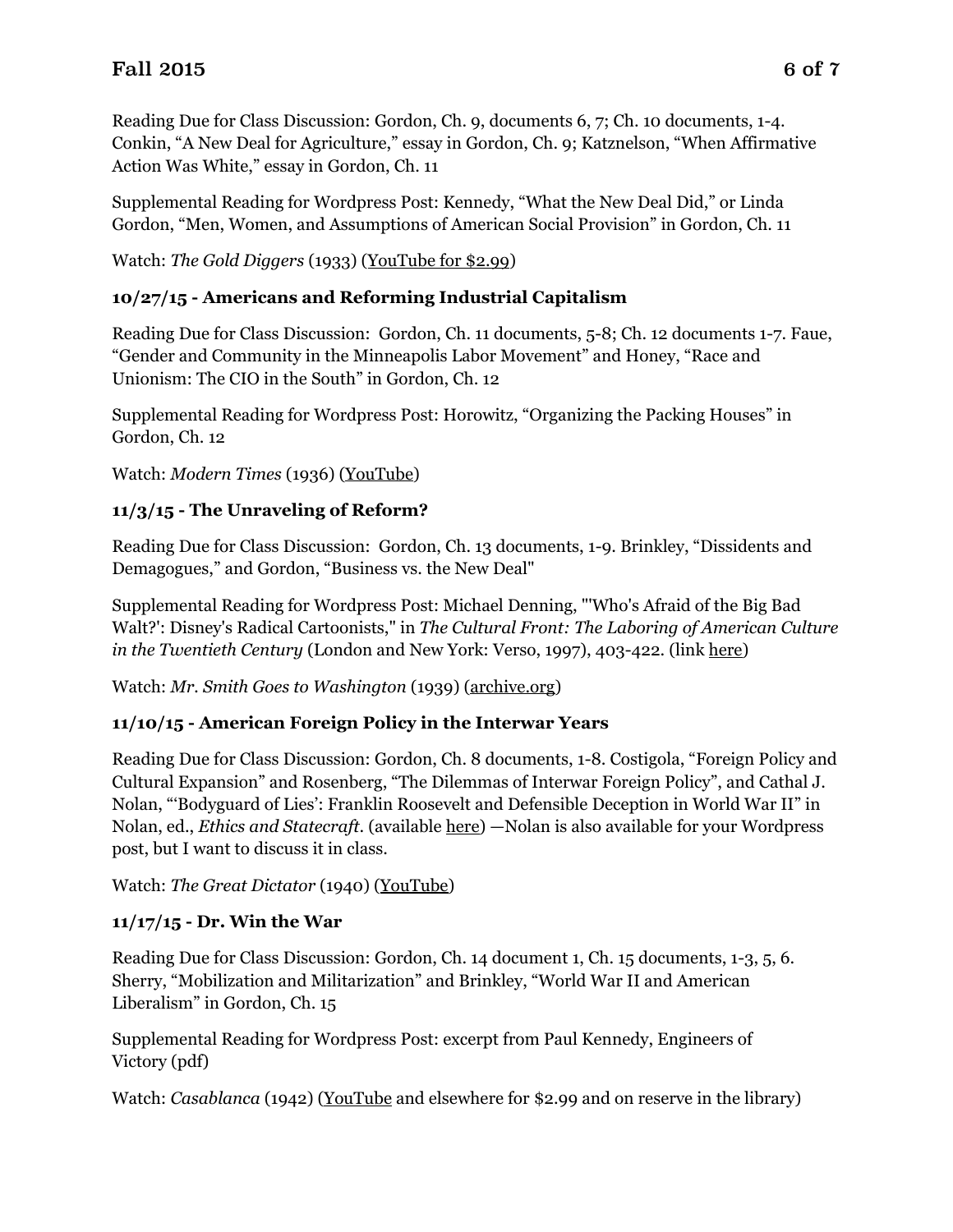Reading Due for Class Discussion: Gordon, Ch. 9, documents 6, 7; Ch. 10 documents, 1-4. Conkin, "A New Deal for Agriculture," essay in Gordon, Ch. 9; Katznelson, "When Affirmative Action Was White," essay in Gordon, Ch. 11

Supplemental Reading for Wordpress Post: Kennedy, "What the New Deal Did," or Linda Gordon, "Men, Women, and Assumptions of American Social Provision" in Gordon, Ch. 11

Watch: *The Gold Diggers* (1933) (YouTube for $2.99)

### 10/27/15 - Americans and Reforming Industrial Capitalism

Reading Due for Class Discussion: Gordon, Ch. 11 documents, 5-8; Ch. 12 documents 1-7. Faue, "Gender and Community in the Minneapolis Labor Movement" and Honey, "Race and Unionism: The CIO in the South" in Gordon, Ch. 12

Supplemental Reading for Wordpress Post: Horowitz, "Organizing the Packing Houses" in Gordon, Ch. 12

Watch: *Modern Times* (1936) (YouTube)

### 11/3/15 - The Unraveling of Reform?

Reading Due for Class Discussion: Gordon, Ch. 13 documents, 1-9. Brinkley, "Dissidents and Demagogues," and Gordon, "Business vs. the New Deal"

Supplemental Reading for Wordpress Post: Michael Denning, "'Who's Afraid of the Big Bad Walt?': Disney's Radical Cartoonists," in *The Cultural Front: The Laboring of American Culture in the Twentieth Century* (London and New York: Verso, 1997), 403-422. (link here)

Watch: *Mr. Smith Goes to Washington* (1939) (archive.org)

### 11/10/15 - American Foreign Policy in the Interwar Years

Reading Due for Class Discussion: Gordon, Ch. 8 documents, 1-8. Costigola, "Foreign Policy and Cultural Expansion" and Rosenberg, "The Dilemmas of Interwar Foreign Policy", and Cathal J. Nolan, "'Bodyguard of Lies': Franklin Roosevelt and Defensible Deception in World War II" in Nolan, ed., *Ethics and Statecraft*. (available here) —Nolan is also available for your Wordpress post, but I want to discuss it in class.

Watch: *The Great Dictator* (1940) (YouTube)

### 11/17/15 - Dr. Win the War

Reading Due for Class Discussion: Gordon, Ch. 14 document 1, Ch. 15 documents, 1-3, 5, 6. Sherry, "Mobilization and Militarization" and Brinkley, "World War II and American Liberalism" in Gordon, Ch. 15

Supplemental Reading for Wordpress Post: excerpt from Paul Kennedy, Engineers of Victory (pdf)

Watch: *Casablanca* (1942) (YouTube and elsewhere for $2.99 and on reserve in the library)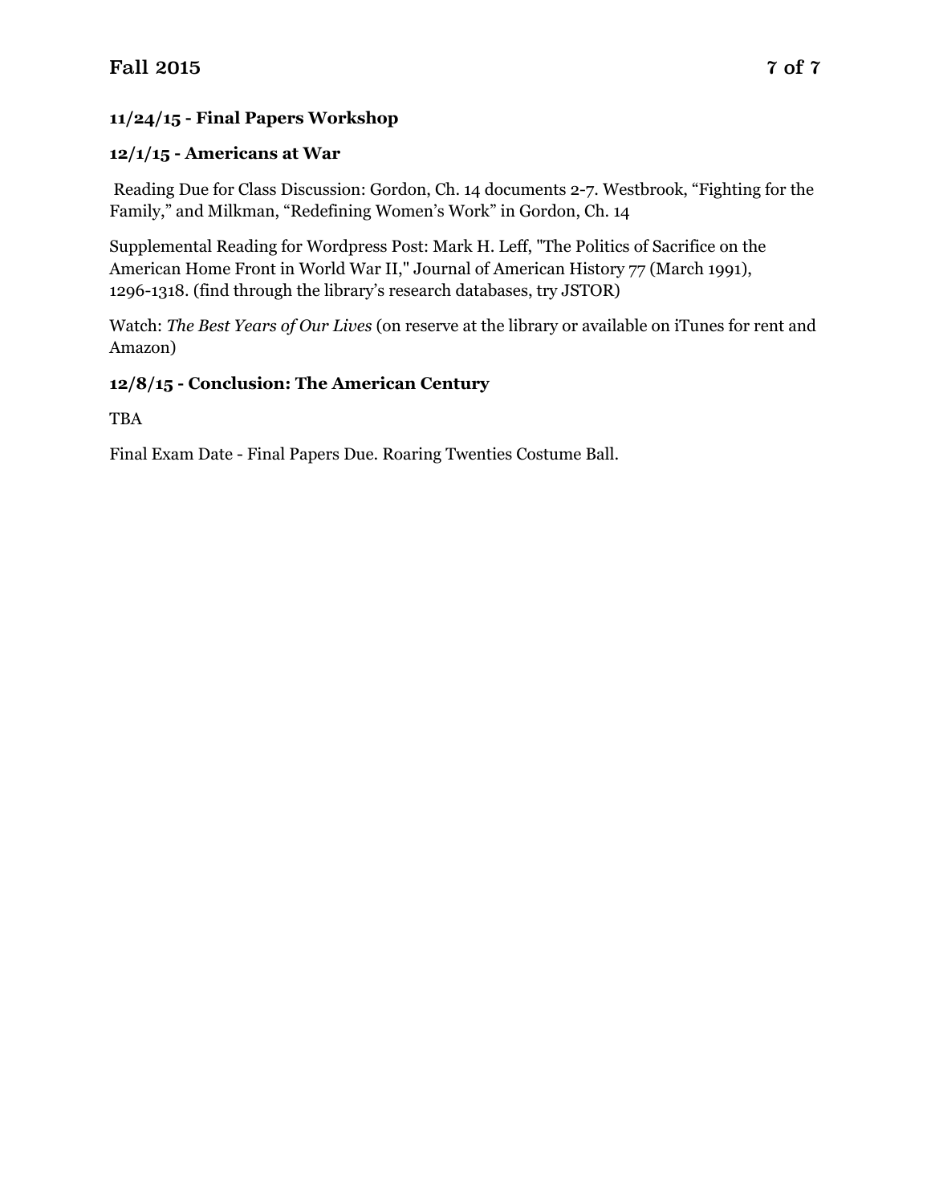**11/24/15 - Final Papers Workshop**

**12/1/15 - Americans at War**

Reading Due for Class Discussion: Gordon, Ch. 14 documents 2-7. Westbrook, "Fighting for the Family," and Milkman, "Redefining Women's Work" in Gordon, Ch. 14

Supplemental Reading for Wordpress Post: Mark H. Leff, "The Politics of Sacrifice on the American Home Front in World War II," Journal of American History 77 (March 1991), 1296-1318. (find through the library's research databases, try JSTOR)

Watch: *The Best Years of Our Lives* (on reserve at the library or available on iTunes for rent and Amazon)

**12/8/15 - Conclusion: The American Century**

TBA

Final Exam Date - Final Papers Due. Roaring Twenties Costume Ball.